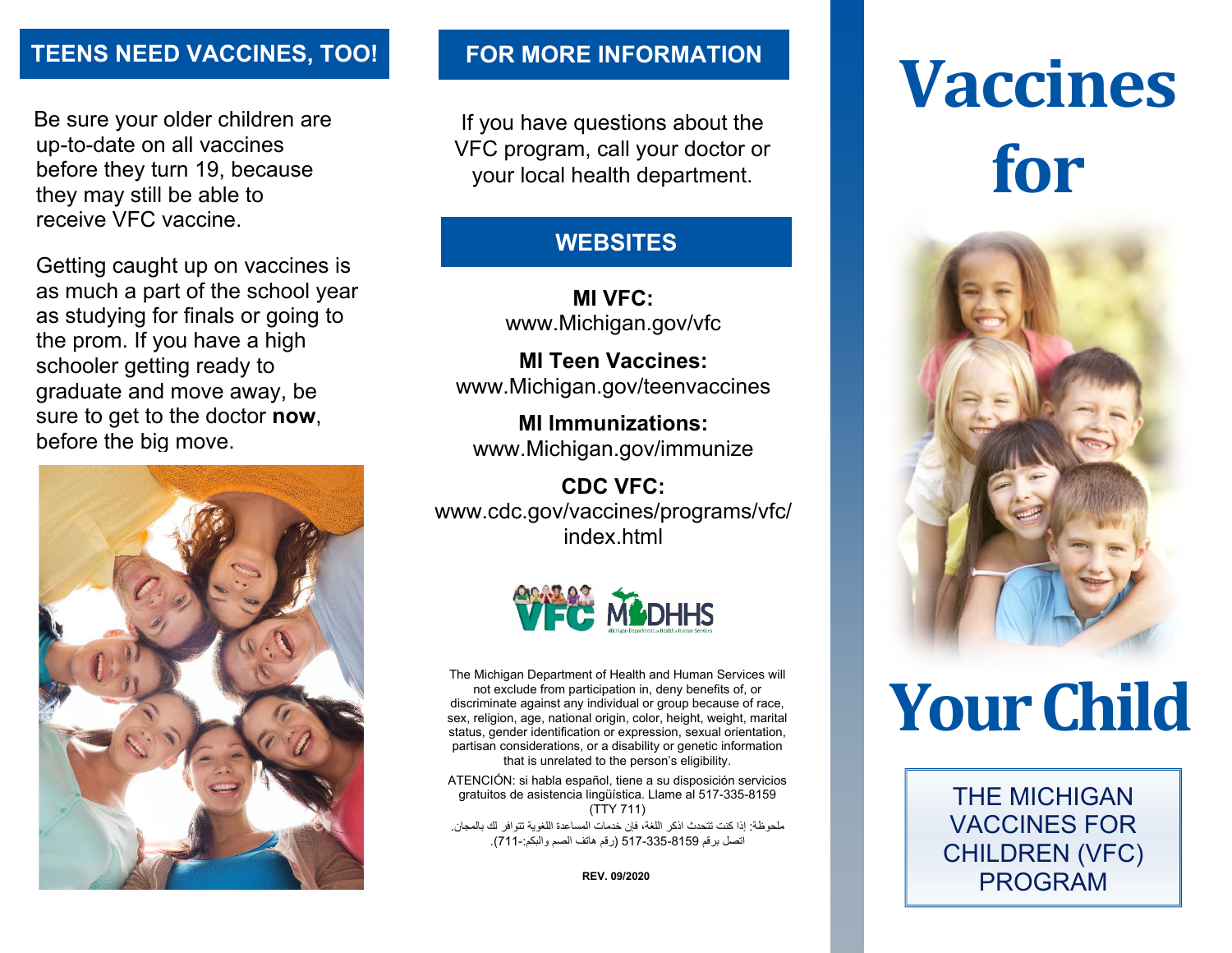## TEENS NEED VACCINES, TOO!

Be sure your older children are up-to-date on all vaccines before they turn 19, because they may still be able to receive VFC vaccine.

Getting caught up on vaccines is as much a part of the school year as studying for finals or going to the prom. If you have a high schooler getting ready to graduate and move away, be sure to get to the doctor **now**, before the big move.

## FOR MORE INFORMATION

If you have questions about the VFC program, call your doctor or your local health department.

## WEBSITES

**MI VFC:**
www.Michigan.gov/vfc

**MI Teen Vaccines:**
www.Michigan.gov/teenvaccines

**MI Immunizations:**
www.Michigan.gov/immunize

**CDC VFC:**
www.cdc.gov/vaccines/programs/vfc/index.html

The Michigan Department of Health and Human Services will not exclude from participation in, deny benefits of, or discriminate against any individual or group because of race, sex, religion, age, national origin, color, height, weight, marital status, gender identification or expression, sexual orientation, partisan considerations, or a disability or genetic information that is unrelated to the person's eligibility.

ATENCIÓN: si habla español, tiene a su disposición servicios gratuitos de asistencia lingüística. Llame al 517-335-8159 (TTY 711)

ملحوظة: إذا كنت تتحدث اذكر اللغة، فإن خدمات المساعدة اللغوية تتوافر لك بالمجان. اتصل برقم 8159-335-517 (رقم هاتف الصم والبكم:-711).

**REV. 09/2020**

# Vaccines for Your Child

THE MICHIGAN VACCINES FOR CHILDREN (VFC) PROGRAM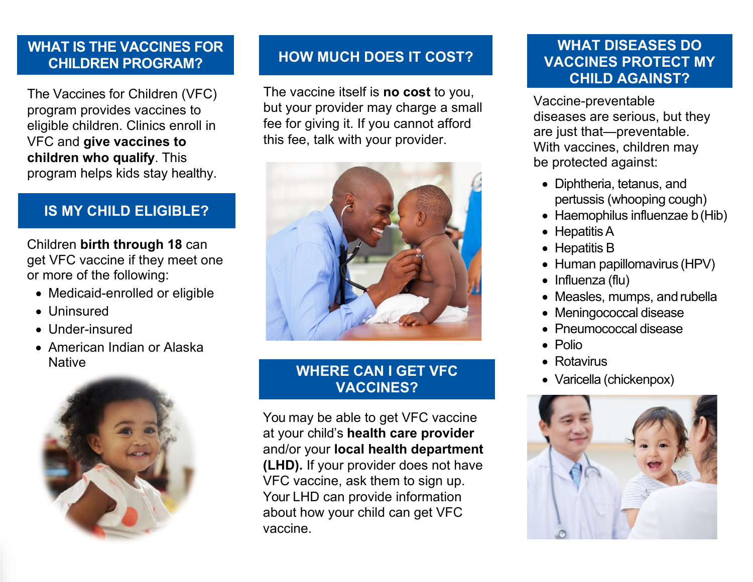## WHAT IS THE VACCINES FOR CHILDREN PROGRAM?

The Vaccines for Children (VFC) program provides vaccines to eligible children. Clinics enroll in VFC and **give vaccines to children who qualify**. This program helps kids stay healthy.

## IS MY CHILD ELIGIBLE?

Children **birth through 18** can get VFC vaccine if they meet one or more of the following:

- Medicaid-enrolled or eligible
- Uninsured
- Under-insured
- American Indian or Alaska Native

## HOW MUCH DOES IT COST?

The vaccine itself is **no cost** to you, but your provider may charge a small fee for giving it. If you cannot afford this fee, talk with your provider.

## WHERE CAN I GET VFC VACCINES?

You may be able to get VFC vaccine at your child's **health care provider** and/or your **local health department (LHD).** If your provider does not have VFC vaccine, ask them to sign up. Your LHD can provide information about how your child can get VFC vaccine.

## WHAT DISEASES DO VACCINES PROTECT MY CHILD AGAINST?

Vaccine-preventable diseases are serious, but they are just that—preventable. With vaccines, children may be protected against:

- Diphtheria, tetanus, and pertussis (whooping cough)
- Haemophilus influenzae b (Hib)
- Hepatitis A
- Hepatitis B
- Human papillomavirus (HPV)
- Influenza (flu)
- Measles, mumps, and rubella
- Meningococcal disease
- Pneumococcal disease
- Polio
- Rotavirus
- Varicella (chickenpox)